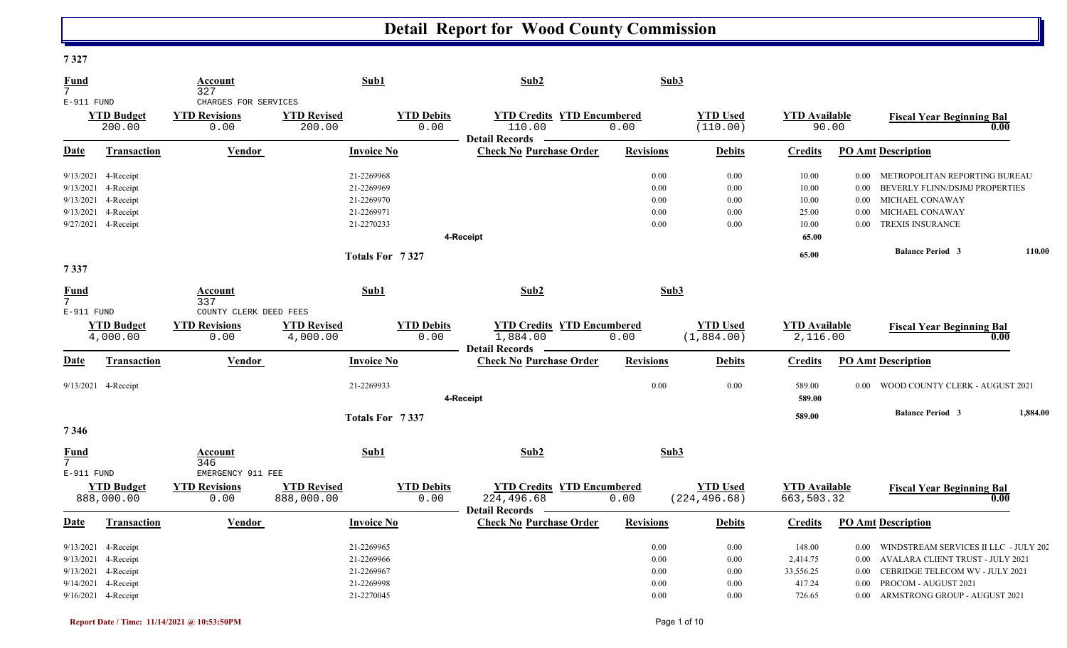# Detail Report for Wood County Commission

## 7 327

| Fund | Account | Sub1 | Sub2 | Sub3 |
|---|---|---|---|---|
| 7 | 327 | | | |
| E-911 FUND | CHARGES FOR SERVICES | | | |

| YTD Budget | YTD Revisions | YTD Revised | YTD Debits | YTD Credits | YTD Encumbered | YTD Used | YTD Available | Fiscal Year Beginning Bal |
|---|---|---|---|---|---|---|---|---|
| 200.00 | 0.00 | 200.00 | 0.00 | 110.00 | 0.00 | (110.00) | 90.00 | 0.00 |

Detail Records

| Date | Transaction | Vendor | Invoice No | Check No | Purchase Order | Revisions | Debits | Credits | PO Amt | Description |
|---|---|---|---|---|---|---|---|---|---|---|
| 9/13/2021 | 4-Receipt | | 21-2269968 | | | 0.00 | 0.00 | 10.00 | 0.00 | METROPOLITAN REPORTING BUREAU |
| 9/13/2021 | 4-Receipt | | 21-2269969 | | | 0.00 | 0.00 | 10.00 | 0.00 | BEVERLY FLINN/DSJMJ PROPERTIES |
| 9/13/2021 | 4-Receipt | | 21-2269970 | | | 0.00 | 0.00 | 10.00 | 0.00 | MICHAEL CONAWAY |
| 9/13/2021 | 4-Receipt | | 21-2269971 | | | 0.00 | 0.00 | 25.00 | 0.00 | MICHAEL CONAWAY |
| 9/27/2021 | 4-Receipt | | 21-2270233 | | | 0.00 | 0.00 | 10.00 | 0.00 | TREXIS INSURANCE |
| | | | | 4-Receipt | | | | 65.00 | | |
| | | | Totals For 7 327 | | | | | 65.00 | | Balance Period 3 110.00 |

## 7 337

| Fund | Account | Sub1 | Sub2 | Sub3 |
|---|---|---|---|---|
| 7 | 337 | | | |
| E-911 FUND | COUNTY CLERK DEED FEES | | | |

| YTD Budget | YTD Revisions | YTD Revised | YTD Debits | YTD Credits | YTD Encumbered | YTD Used | YTD Available | Fiscal Year Beginning Bal |
|---|---|---|---|---|---|---|---|---|
| 4,000.00 | 0.00 | 4,000.00 | 0.00 | 1,884.00 | 0.00 | (1,884.00) | 2,116.00 | 0.00 |

Detail Records

| Date | Transaction | Vendor | Invoice No | Check No | Purchase Order | Revisions | Debits | Credits | PO Amt | Description |
|---|---|---|---|---|---|---|---|---|---|---|
| 9/13/2021 | 4-Receipt | | 21-2269933 | | | 0.00 | 0.00 | 589.00 | 0.00 | WOOD COUNTY CLERK - AUGUST 2021 |
| | | | | 4-Receipt | | | | 589.00 | | |
| | | | Totals For 7 337 | | | | | 589.00 | | Balance Period 3 1,884.00 |

## 7 346

| Fund | Account | Sub1 | Sub2 | Sub3 |
|---|---|---|---|---|
| 7 | 346 | | | |
| E-911 FUND | EMERGENCY 911 FEE | | | |

| YTD Budget | YTD Revisions | YTD Revised | YTD Debits | YTD Credits | YTD Encumbered | YTD Used | YTD Available | Fiscal Year Beginning Bal |
|---|---|---|---|---|---|---|---|---|
| 888,000.00 | 0.00 | 888,000.00 | 0.00 | 224,496.68 | 0.00 | (224,496.68) | 663,503.32 | 0.00 |

Detail Records

| Date | Transaction | Vendor | Invoice No | Check No | Purchase Order | Revisions | Debits | Credits | PO Amt | Description |
|---|---|---|---|---|---|---|---|---|---|---|
| 9/13/2021 | 4-Receipt | | 21-2269965 | | | 0.00 | 0.00 | 148.00 | 0.00 | WINDSTREAM SERVICES II LLC - JULY 202 |
| 9/13/2021 | 4-Receipt | | 21-2269966 | | | 0.00 | 0.00 | 2,414.75 | 0.00 | AVALARA CLIENT TRUST - JULY 2021 |
| 9/13/2021 | 4-Receipt | | 21-2269967 | | | 0.00 | 0.00 | 33,556.25 | 0.00 | CEBRIDGE TELECOM WV - JULY 2021 |
| 9/14/2021 | 4-Receipt | | 21-2269998 | | | 0.00 | 0.00 | 417.24 | 0.00 | PROCOM - AUGUST 2021 |
| 9/16/2021 | 4-Receipt | | 21-2270045 | | | 0.00 | 0.00 | 726.65 | 0.00 | ARMSTRONG GROUP - AUGUST 2021 |

Report Date / Time: 11/14/2021 @ 10:53:50PM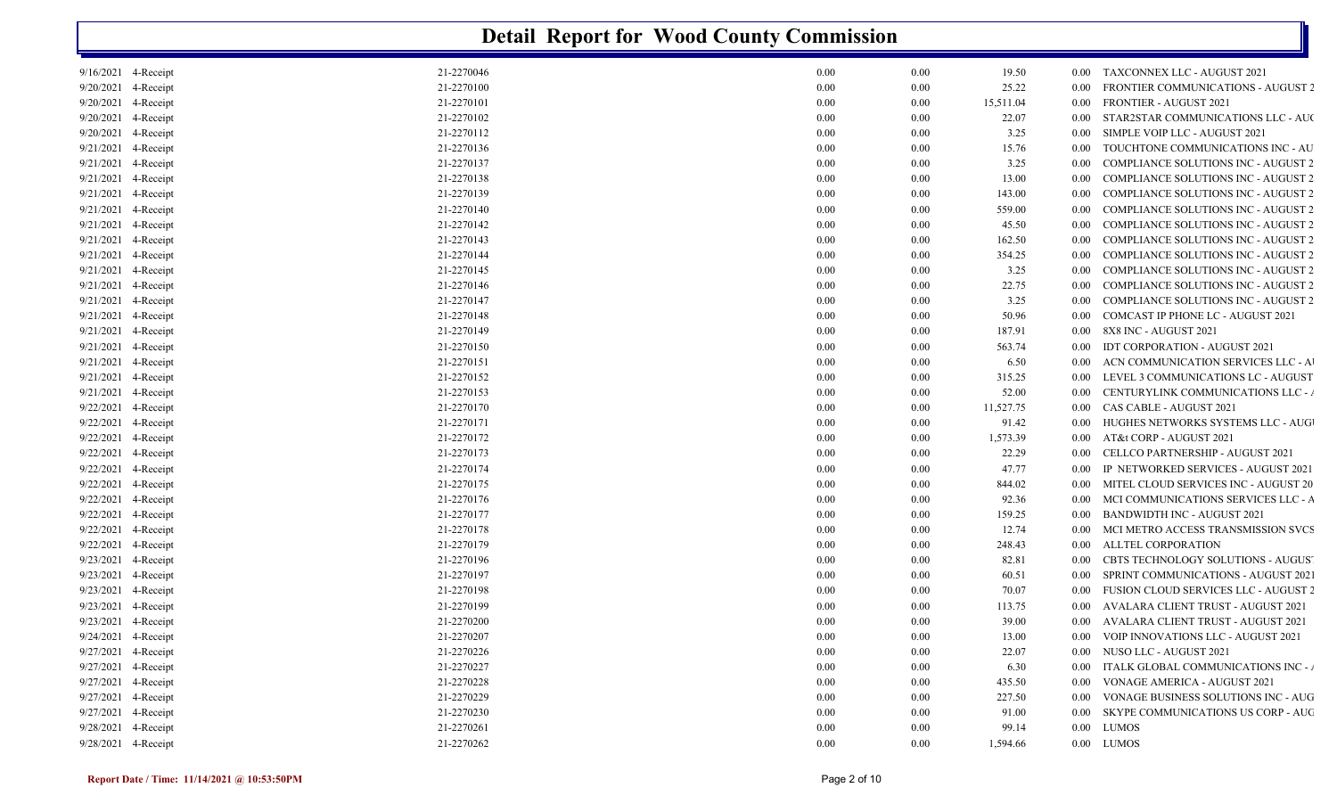# Detail Report for Wood County Commission

| | | | | | | | |
|---|---|---|---|---|---|---|---|
| 9/16/2021 | 4-Receipt | 21-2270046 | 0.00 | 0.00 | 19.50 | 0.00 | TAXCONNEX LLC - AUGUST 2021 |
| 9/20/2021 | 4-Receipt | 21-2270100 | 0.00 | 0.00 | 25.22 | 0.00 | FRONTIER COMMUNICATIONS - AUGUST 2 |
| 9/20/2021 | 4-Receipt | 21-2270101 | 0.00 | 0.00 | 15,511.04 | 0.00 | FRONTIER - AUGUST 2021 |
| 9/20/2021 | 4-Receipt | 21-2270102 | 0.00 | 0.00 | 22.07 | 0.00 | STAR2STAR COMMUNICATIONS LLC - AUC |
| 9/20/2021 | 4-Receipt | 21-2270112 | 0.00 | 0.00 | 3.25 | 0.00 | SIMPLE VOIP LLC - AUGUST 2021 |
| 9/21/2021 | 4-Receipt | 21-2270136 | 0.00 | 0.00 | 15.76 | 0.00 | TOUCHTONE COMMUNICATIONS INC - AU |
| 9/21/2021 | 4-Receipt | 21-2270137 | 0.00 | 0.00 | 3.25 | 0.00 | COMPLIANCE SOLUTIONS INC - AUGUST 2 |
| 9/21/2021 | 4-Receipt | 21-2270138 | 0.00 | 0.00 | 13.00 | 0.00 | COMPLIANCE SOLUTIONS INC - AUGUST 2 |
| 9/21/2021 | 4-Receipt | 21-2270139 | 0.00 | 0.00 | 143.00 | 0.00 | COMPLIANCE SOLUTIONS INC - AUGUST 2 |
| 9/21/2021 | 4-Receipt | 21-2270140 | 0.00 | 0.00 | 559.00 | 0.00 | COMPLIANCE SOLUTIONS INC - AUGUST 2 |
| 9/21/2021 | 4-Receipt | 21-2270142 | 0.00 | 0.00 | 45.50 | 0.00 | COMPLIANCE SOLUTIONS INC - AUGUST 2 |
| 9/21/2021 | 4-Receipt | 21-2270143 | 0.00 | 0.00 | 162.50 | 0.00 | COMPLIANCE SOLUTIONS INC - AUGUST 2 |
| 9/21/2021 | 4-Receipt | 21-2270144 | 0.00 | 0.00 | 354.25 | 0.00 | COMPLIANCE SOLUTIONS INC - AUGUST 2 |
| 9/21/2021 | 4-Receipt | 21-2270145 | 0.00 | 0.00 | 3.25 | 0.00 | COMPLIANCE SOLUTIONS INC - AUGUST 2 |
| 9/21/2021 | 4-Receipt | 21-2270146 | 0.00 | 0.00 | 22.75 | 0.00 | COMPLIANCE SOLUTIONS INC - AUGUST 2 |
| 9/21/2021 | 4-Receipt | 21-2270147 | 0.00 | 0.00 | 3.25 | 0.00 | COMPLIANCE SOLUTIONS INC - AUGUST 2 |
| 9/21/2021 | 4-Receipt | 21-2270148 | 0.00 | 0.00 | 50.96 | 0.00 | COMCAST IP PHONE LC - AUGUST 2021 |
| 9/21/2021 | 4-Receipt | 21-2270149 | 0.00 | 0.00 | 187.91 | 0.00 | 8X8 INC - AUGUST 2021 |
| 9/21/2021 | 4-Receipt | 21-2270150 | 0.00 | 0.00 | 563.74 | 0.00 | IDT CORPORATION - AUGUST 2021 |
| 9/21/2021 | 4-Receipt | 21-2270151 | 0.00 | 0.00 | 6.50 | 0.00 | ACN COMMUNICATION SERVICES LLC - AI |
| 9/21/2021 | 4-Receipt | 21-2270152 | 0.00 | 0.00 | 315.25 | 0.00 | LEVEL 3 COMMUNICATIONS LC - AUGUST |
| 9/21/2021 | 4-Receipt | 21-2270153 | 0.00 | 0.00 | 52.00 | 0.00 | CENTURYLINK COMMUNICATIONS LLC - / |
| 9/22/2021 | 4-Receipt | 21-2270170 | 0.00 | 0.00 | 11,527.75 | 0.00 | CAS CABLE - AUGUST 2021 |
| 9/22/2021 | 4-Receipt | 21-2270171 | 0.00 | 0.00 | 91.42 | 0.00 | HUGHES NETWORKS SYSTEMS LLC - AUGI |
| 9/22/2021 | 4-Receipt | 21-2270172 | 0.00 | 0.00 | 1,573.39 | 0.00 | AT&t CORP - AUGUST 2021 |
| 9/22/2021 | 4-Receipt | 21-2270173 | 0.00 | 0.00 | 22.29 | 0.00 | CELLCO PARTNERSHIP - AUGUST 2021 |
| 9/22/2021 | 4-Receipt | 21-2270174 | 0.00 | 0.00 | 47.77 | 0.00 | IP NETWORKED SERVICES - AUGUST 2021 |
| 9/22/2021 | 4-Receipt | 21-2270175 | 0.00 | 0.00 | 844.02 | 0.00 | MITEL CLOUD SERVICES INC - AUGUST 20 |
| 9/22/2021 | 4-Receipt | 21-2270176 | 0.00 | 0.00 | 92.36 | 0.00 | MCI COMMUNICATIONS SERVICES LLC - A |
| 9/22/2021 | 4-Receipt | 21-2270177 | 0.00 | 0.00 | 159.25 | 0.00 | BANDWIDTH INC - AUGUST 2021 |
| 9/22/2021 | 4-Receipt | 21-2270178 | 0.00 | 0.00 | 12.74 | 0.00 | MCI METRO ACCESS TRANSMISSION SVCS |
| 9/22/2021 | 4-Receipt | 21-2270179 | 0.00 | 0.00 | 248.43 | 0.00 | ALLTEL CORPORATION |
| 9/23/2021 | 4-Receipt | 21-2270196 | 0.00 | 0.00 | 82.81 | 0.00 | CBTS TECHNOLOGY SOLUTIONS - AUGUST |
| 9/23/2021 | 4-Receipt | 21-2270197 | 0.00 | 0.00 | 60.51 | 0.00 | SPRINT COMMUNICATIONS - AUGUST 2021 |
| 9/23/2021 | 4-Receipt | 21-2270198 | 0.00 | 0.00 | 70.07 | 0.00 | FUSION CLOUD SERVICES LLC - AUGUST 2 |
| 9/23/2021 | 4-Receipt | 21-2270199 | 0.00 | 0.00 | 113.75 | 0.00 | AVALARA CLIENT TRUST - AUGUST 2021 |
| 9/23/2021 | 4-Receipt | 21-2270200 | 0.00 | 0.00 | 39.00 | 0.00 | AVALARA CLIENT TRUST - AUGUST 2021 |
| 9/24/2021 | 4-Receipt | 21-2270207 | 0.00 | 0.00 | 13.00 | 0.00 | VOIP INNOVATIONS LLC - AUGUST 2021 |
| 9/27/2021 | 4-Receipt | 21-2270226 | 0.00 | 0.00 | 22.07 | 0.00 | NUSO LLC - AUGUST 2021 |
| 9/27/2021 | 4-Receipt | 21-2270227 | 0.00 | 0.00 | 6.30 | 0.00 | ITALK GLOBAL COMMUNICATIONS INC - / |
| 9/27/2021 | 4-Receipt | 21-2270228 | 0.00 | 0.00 | 435.50 | 0.00 | VONAGE AMERICA - AUGUST 2021 |
| 9/27/2021 | 4-Receipt | 21-2270229 | 0.00 | 0.00 | 227.50 | 0.00 | VONAGE BUSINESS SOLUTIONS INC - AUG |
| 9/27/2021 | 4-Receipt | 21-2270230 | 0.00 | 0.00 | 91.00 | 0.00 | SKYPE COMMUNICATIONS US CORP - AUG |
| 9/28/2021 | 4-Receipt | 21-2270261 | 0.00 | 0.00 | 99.14 | 0.00 | LUMOS |
| 9/28/2021 | 4-Receipt | 21-2270262 | 0.00 | 0.00 | 1,594.66 | 0.00 | LUMOS |

**Report Date / Time: 11/14/2021 @ 10:53:50PM**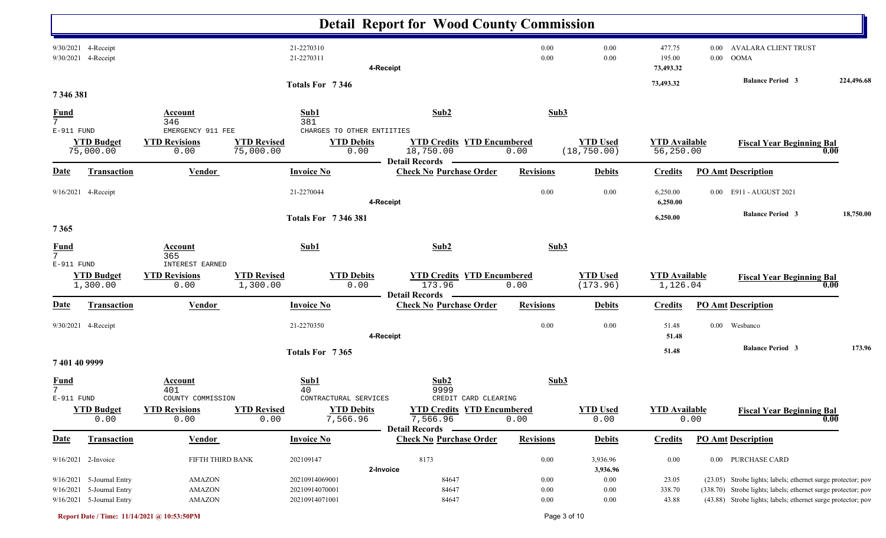# Detail Report for Wood County Commission

| Date | Transaction | Vendor | Invoice No | Check No | Purchase Order | Revisions | Debits | Credits | PO Amt | Description |
|---|---|---|---|---|---|---|---|---|---|---|
| 9/30/2021 | 4-Receipt | | 21-2270310 | | | 0.00 | 0.00 | 477.75 | 0.00 | AVALARA CLIENT TRUST |
| 9/30/2021 | 4-Receipt | | 21-2270311 | | | 0.00 | 0.00 | 195.00 | 0.00 | OOMA |
| | | | | 4-Receipt | | | | 73,493.32 | | |

**Totals For 7 346** — 73,493.32 — **Balance Period 3** 224,496.68

## 7 346 381

| Fund | Account | Sub1 | Sub2 | Sub3 |
|---|---|---|---|---|
| 7 | 346 | 381 | | |
| E-911 FUND | EMERGENCY 911 FEE | CHARGES TO OTHER ENTIITIES | | |

| YTD Budget | YTD Revisions | YTD Revised | YTD Debits | YTD Credits | YTD Encumbered | YTD Used | YTD Available | Fiscal Year Beginning Bal |
|---|---|---|---|---|---|---|---|---|
| 75,000.00 | 0.00 | 75,000.00 | 0.00 | 18,750.00 | 0.00 | (18,750.00) | 56,250.00 | 0.00 |

**Detail Records**

| Date | Transaction | Vendor | Invoice No | Check No | Purchase Order | Revisions | Debits | Credits | PO Amt | Description |
|---|---|---|---|---|---|---|---|---|---|---|
| 9/16/2021 | 4-Receipt | | 21-2270044 | | | 0.00 | 0.00 | 6,250.00 | 0.00 | E911 - AUGUST 2021 |
| | | | | 4-Receipt | | | | 6,250.00 | | |

**Totals For 7 346 381** — 6,250.00 — **Balance Period 3** 18,750.00

## 7 365

| Fund | Account | Sub1 | Sub2 | Sub3 |
|---|---|---|---|---|
| 7 | 365 | | | |
| E-911 FUND | INTEREST EARNED | | | |

| YTD Budget | YTD Revisions | YTD Revised | YTD Debits | YTD Credits | YTD Encumbered | YTD Used | YTD Available | Fiscal Year Beginning Bal |
|---|---|---|---|---|---|---|---|---|
| 1,300.00 | 0.00 | 1,300.00 | 0.00 | 173.96 | 0.00 | (173.96) | 1,126.04 | 0.00 |

**Detail Records**

| Date | Transaction | Vendor | Invoice No | Check No | Purchase Order | Revisions | Debits | Credits | PO Amt | Description |
|---|---|---|---|---|---|---|---|---|---|---|
| 9/30/2021 | 4-Receipt | | 21-2270350 | | | 0.00 | 0.00 | 51.48 | 0.00 | Wesbanco |
| | | | | 4-Receipt | | | | 51.48 | | |

**Totals For 7 365** — 51.48 — **Balance Period 3** 173.96

## 7 401 40 9999

| Fund | Account | Sub1 | Sub2 | Sub3 |
|---|---|---|---|---|
| 7 | 401 | 40 | 9999 | |
| E-911 FUND | COUNTY COMMISSION | CONTRACTUAL SERVICES | CREDIT CARD CLEARING | |

| YTD Budget | YTD Revisions | YTD Revised | YTD Debits | YTD Credits | YTD Encumbered | YTD Used | YTD Available | Fiscal Year Beginning Bal |
|---|---|---|---|---|---|---|---|---|
| 0.00 | 0.00 | 0.00 | 7,566.96 | 7,566.96 | 0.00 | 0.00 | 0.00 | 0.00 |

**Detail Records**

| Date | Transaction | Vendor | Invoice No | Check No | Purchase Order | Revisions | Debits | Credits | PO Amt | Description |
|---|---|---|---|---|---|---|---|---|---|---|
| 9/16/2021 | 2-Invoice | FIFTH THIRD BANK | 202109147 | 8173 | | 0.00 | 3,936.96 | 0.00 | 0.00 | PURCHASE CARD |
| | | | | 2-Invoice | | | 3,936.96 | | | |
| 9/16/2021 | 5-Journal Entry | AMAZON | 20210914069001 | | 84647 | 0.00 | 0.00 | 23.05 | (23.05) | Strobe lights; labels; ethernet surge protector; pow |
| 9/16/2021 | 5-Journal Entry | AMAZON | 20210914070001 | | 84647 | 0.00 | 0.00 | 338.70 | (338.70) | Strobe lights; labels; ethernet surge protector; pow |
| 9/16/2021 | 5-Journal Entry | AMAZON | 20210914071001 | | 84647 | 0.00 | 0.00 | 43.88 | (43.88) | Strobe lights; labels; ethernet surge protector; pow |

Report Date / Time: 11/14/2021 @ 10:53:50PM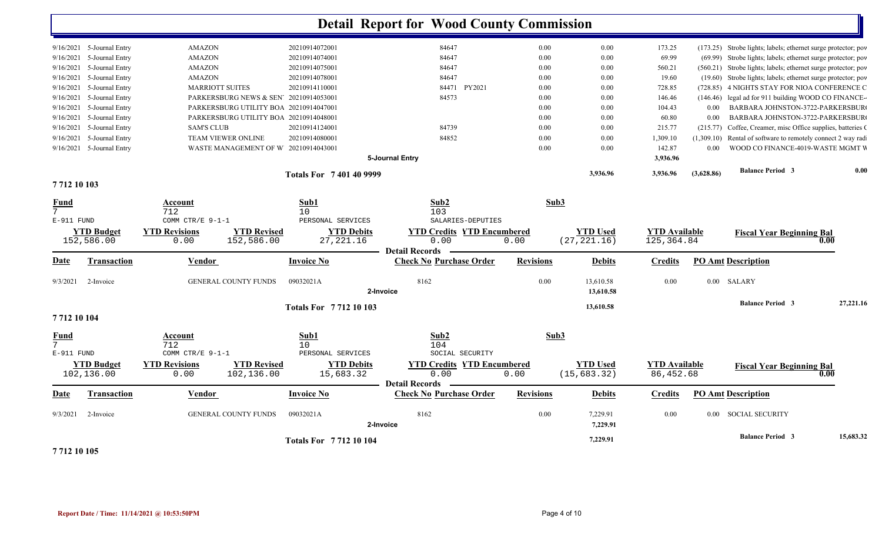# Detail Report for Wood County Commission

| Date | Transaction | Vendor | Invoice No | Check No | Purchase Order | Revisions | Debits | Credits | PO Amt | Description |
|---|---|---|---|---|---|---|---|---|---|---|
| 9/16/2021 | 5-Journal Entry | AMAZON | 20210914072001 | 84647 | | 0.00 | 0.00 | 173.25 | (173.25) | Strobe lights; labels; ethernet surge protector; pov |
| 9/16/2021 | 5-Journal Entry | AMAZON | 20210914074001 | 84647 | | 0.00 | 0.00 | 69.99 | (69.99) | Strobe lights; labels; ethernet surge protector; pov |
| 9/16/2021 | 5-Journal Entry | AMAZON | 20210914075001 | 84647 | | 0.00 | 0.00 | 560.21 | (560.21) | Strobe lights; labels; ethernet surge protector; pov |
| 9/16/2021 | 5-Journal Entry | AMAZON | 20210914078001 | 84647 | | 0.00 | 0.00 | 19.60 | (19.60) | Strobe lights; labels; ethernet surge protector; pov |
| 9/16/2021 | 5-Journal Entry | MARRIOTT SUITES | 20210914110001 | 84471 | PY2021 | 0.00 | 0.00 | 728.85 | (728.85) | 4 NIGHTS STAY FOR NIOA CONFERENCE C |
| 9/16/2021 | 5-Journal Entry | PARKERSBURG NEWS & SEN | 20210914053001 | 84573 | | 0.00 | 0.00 | 146.46 | (146.46) | legal ad for 911 building WOOD CO FINANCE- |
| 9/16/2021 | 5-Journal Entry | PARKERSBURG UTILITY BOA | 20210914047001 | | | 0.00 | 0.00 | 104.43 | 0.00 | BARBARA JOHNSTON-3722-PARKERSBUR |
| 9/16/2021 | 5-Journal Entry | PARKERSBURG UTILITY BOA | 20210914048001 | | | 0.00 | 0.00 | 60.80 | 0.00 | BARBARA JOHNSTON-3722-PARKERSBUR |
| 9/16/2021 | 5-Journal Entry | SAM'S CLUB | 20210914124001 | 84739 | | 0.00 | 0.00 | 215.77 | (215.77) | Coffee, Creamer, misc Office supplies, batteries C |
| 9/16/2021 | 5-Journal Entry | TEAM VIEWER ONLINE | 20210914080001 | 84852 | | 0.00 | 0.00 | 1,309.10 | (1,309.10) | Rental of software to remotely connect 2 way radi |
| 9/16/2021 | 5-Journal Entry | WASTE MANAGEMENT OF W | 20210914043001 | | | 0.00 | 0.00 | 142.87 | 0.00 | WOOD CO FINANCE-4019-WASTE MGMT W |
| | | | | 5-Journal Entry | | | | 3,936.96 | | |
| | | | Totals For 7 401 40 9999 | | | | 3,936.96 | 3,936.96 | (3,628.86) | Balance Period 3 0.00 |

## 7 712 10 103

| Fund | Account | Sub1 | Sub2 | Sub3 |
|---|---|---|---|---|
| 7 E-911 FUND | 712 COMM CTR/E 9-1-1 | 10 PERSONAL SERVICES | 103 SALARIES-DEPUTIES | |

| YTD Budget | YTD Revisions | YTD Revised | YTD Debits | YTD Credits | YTD Encumbered | YTD Used | YTD Available | Fiscal Year Beginning Bal |
|---|---|---|---|---|---|---|---|---|
| 152,586.00 | 0.00 | 152,586.00 | 27,221.16 | 0.00 | 0.00 | (27,221.16) | 125,364.84 | 0.00 |

Detail Records

| Date | Transaction | Vendor | Invoice No | Check No | Purchase Order | Revisions | Debits | Credits | PO Amt | Description |
|---|---|---|---|---|---|---|---|---|---|---|
| 9/3/2021 | 2-Invoice | GENERAL COUNTY FUNDS | 09032021A | 8162 | | 0.00 | 13,610.58 | 0.00 | 0.00 | SALARY |
| | | | | 2-Invoice | | | 13,610.58 | | | |
| | | | Totals For 7 712 10 103 | | | | 13,610.58 | | | Balance Period 3 27,221.16 |

## 7 712 10 104

| Fund | Account | Sub1 | Sub2 | Sub3 |
|---|---|---|---|---|
| 7 E-911 FUND | 712 COMM CTR/E 9-1-1 | 10 PERSONAL SERVICES | 104 SOCIAL SECURITY | |

| YTD Budget | YTD Revisions | YTD Revised | YTD Debits | YTD Credits | YTD Encumbered | YTD Used | YTD Available | Fiscal Year Beginning Bal |
|---|---|---|---|---|---|---|---|---|
| 102,136.00 | 0.00 | 102,136.00 | 15,683.32 | 0.00 | 0.00 | (15,683.32) | 86,452.68 | 0.00 |

Detail Records

| Date | Transaction | Vendor | Invoice No | Check No | Purchase Order | Revisions | Debits | Credits | PO Amt | Description |
|---|---|---|---|---|---|---|---|---|---|---|
| 9/3/2021 | 2-Invoice | GENERAL COUNTY FUNDS | 09032021A | 8162 | | 0.00 | 7,229.91 | 0.00 | 0.00 | SOCIAL SECURITY |
| | | | | 2-Invoice | | | 7,229.91 | | | |
| | | | Totals For 7 712 10 104 | | | | 7,229.91 | | | Balance Period 3 15,683.32 |

## 7 712 10 105

Report Date / Time: 11/14/2021 @ 10:53:50PM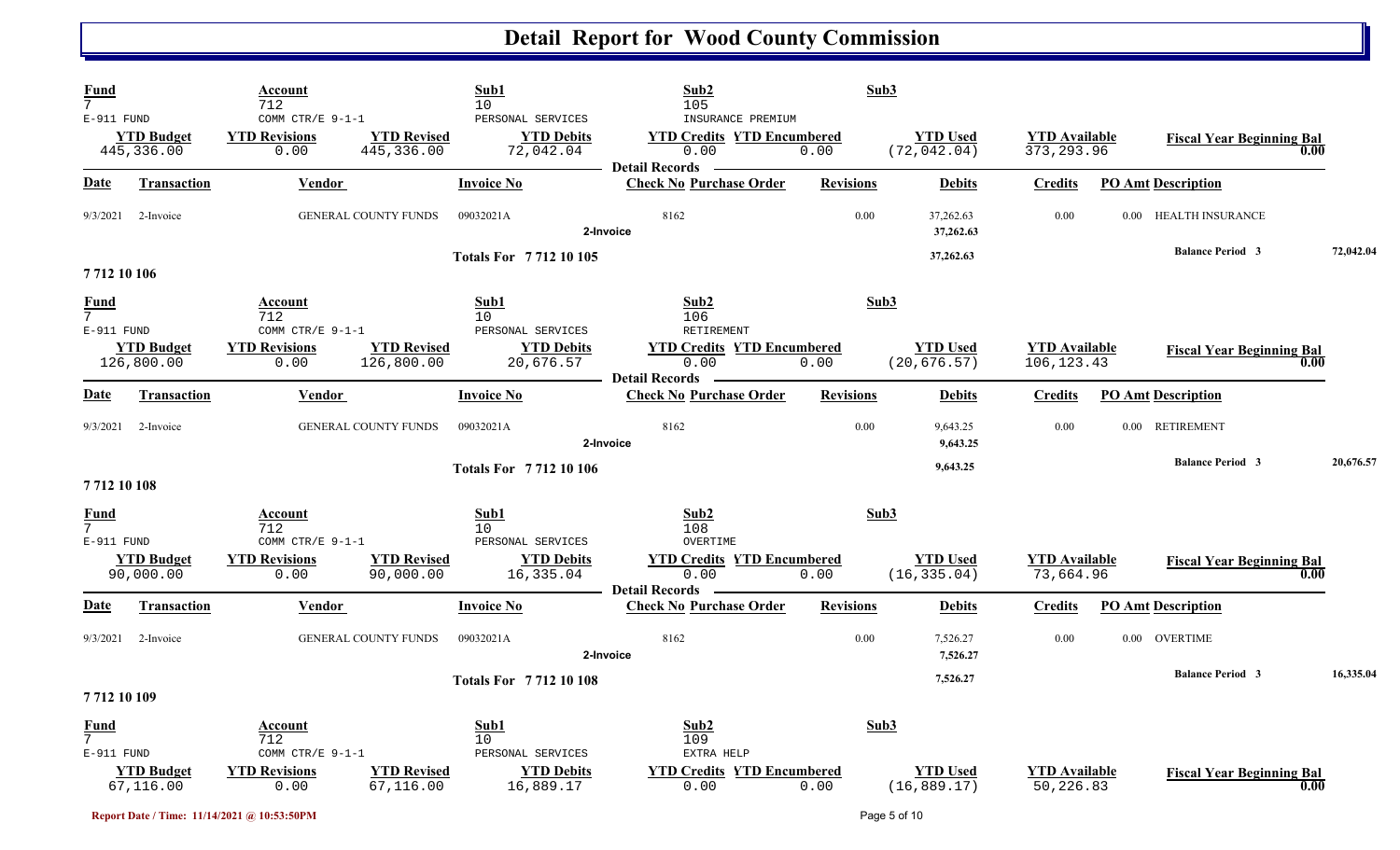# Detail Report for Wood County Commission

| Fund | Account | Sub1 | Sub2 | Sub3 |
|---|---|---|---|---|
| 7 | 712 | 10 | 105 | |
| E-911 FUND | COMM CTR/E 9-1-1 | PERSONAL SERVICES | INSURANCE PREMIUM | |

| YTD Budget | YTD Revisions | YTD Revised | YTD Debits | YTD Credits | YTD Encumbered | YTD Used | YTD Available | Fiscal Year Beginning Bal |
|---|---|---|---|---|---|---|---|---|
| 445,336.00 | 0.00 | 445,336.00 | 72,042.04 | 0.00 | 0.00 | (72,042.04) | 373,293.96 | 0.00 |

**Detail Records**

| Date | Transaction | Vendor | Invoice No | Check No | Purchase Order | Revisions | Debits | Credits | PO Amt | Description |
|---|---|---|---|---|---|---|---|---|---|---|
| 9/3/2021 | 2-Invoice | GENERAL COUNTY FUNDS | 09032021A | 8162 | | 0.00 | 37,262.63 | 0.00 | 0.00 | HEALTH INSURANCE |
| | | | | 2-Invoice | | | 37,262.63 | | | |
| | | | Totals For 7 712 10 105 | | | | 37,262.63 | | | Balance Period 3: 72,042.04 |

**7 712 10 106**

| Fund | Account | Sub1 | Sub2 | Sub3 |
|---|---|---|---|---|
| 7 | 712 | 10 | 106 | |
| E-911 FUND | COMM CTR/E 9-1-1 | PERSONAL SERVICES | RETIREMENT | |

| YTD Budget | YTD Revisions | YTD Revised | YTD Debits | YTD Credits | YTD Encumbered | YTD Used | YTD Available | Fiscal Year Beginning Bal |
|---|---|---|---|---|---|---|---|---|
| 126,800.00 | 0.00 | 126,800.00 | 20,676.57 | 0.00 | 0.00 | (20,676.57) | 106,123.43 | 0.00 |

**Detail Records**

| Date | Transaction | Vendor | Invoice No | Check No | Purchase Order | Revisions | Debits | Credits | PO Amt | Description |
|---|---|---|---|---|---|---|---|---|---|---|
| 9/3/2021 | 2-Invoice | GENERAL COUNTY FUNDS | 09032021A | 8162 | | 0.00 | 9,643.25 | 0.00 | 0.00 | RETIREMENT |
| | | | | 2-Invoice | | | 9,643.25 | | | |
| | | | Totals For 7 712 10 106 | | | | 9,643.25 | | | Balance Period 3: 20,676.57 |

**7 712 10 108**

| Fund | Account | Sub1 | Sub2 | Sub3 |
|---|---|---|---|---|
| 7 | 712 | 10 | 108 | |
| E-911 FUND | COMM CTR/E 9-1-1 | PERSONAL SERVICES | OVERTIME | |

| YTD Budget | YTD Revisions | YTD Revised | YTD Debits | YTD Credits | YTD Encumbered | YTD Used | YTD Available | Fiscal Year Beginning Bal |
|---|---|---|---|---|---|---|---|---|
| 90,000.00 | 0.00 | 90,000.00 | 16,335.04 | 0.00 | 0.00 | (16,335.04) | 73,664.96 | 0.00 |

**Detail Records**

| Date | Transaction | Vendor | Invoice No | Check No | Purchase Order | Revisions | Debits | Credits | PO Amt | Description |
|---|---|---|---|---|---|---|---|---|---|---|
| 9/3/2021 | 2-Invoice | GENERAL COUNTY FUNDS | 09032021A | 8162 | | 0.00 | 7,526.27 | 0.00 | 0.00 | OVERTIME |
| | | | | 2-Invoice | | | 7,526.27 | | | |
| | | | Totals For 7 712 10 108 | | | | 7,526.27 | | | Balance Period 3: 16,335.04 |

**7 712 10 109**

| Fund | Account | Sub1 | Sub2 | Sub3 |
|---|---|---|---|---|
| 7 | 712 | 10 | 109 | |
| E-911 FUND | COMM CTR/E 9-1-1 | PERSONAL SERVICES | EXTRA HELP | |

| YTD Budget | YTD Revisions | YTD Revised | YTD Debits | YTD Credits | YTD Encumbered | YTD Used | YTD Available | Fiscal Year Beginning Bal |
|---|---|---|---|---|---|---|---|---|
| 67,116.00 | 0.00 | 67,116.00 | 16,889.17 | 0.00 | 0.00 | (16,889.17) | 50,226.83 | 0.00 |

Report Date / Time: 11/14/2021 @ 10:53:50PM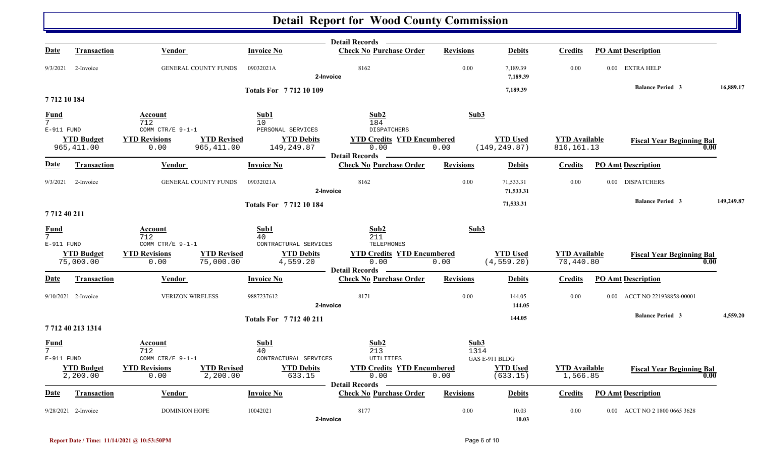# Detail Report for Wood County Commission

**Detail Records**

| Date | Transaction | Vendor | Invoice No | Check No | Purchase Order | Revisions | Debits | Credits | PO Amt | Description |
|---|---|---|---|---|---|---|---|---|---|---|
| 9/3/2021 | 2-Invoice | GENERAL COUNTY FUNDS | 09032021A | 8162 | | 0.00 | 7,189.39 | 0.00 | 0.00 | EXTRA HELP |
| | | | 2-Invoice | | | | 7,189.39 | | | |

**Totals For 7 712 10 109** — 7,189.39 — **Balance Period 3** 16,889.17

## 7 712 10 184

| Fund | Account | Sub1 | Sub2 | Sub3 |
|---|---|---|---|---|
| 7 | 712 | 10 | 184 | |
| E-911 FUND | COMM CTR/E 9-1-1 | PERSONAL SERVICES | DISPATCHERS | |

| YTD Budget | YTD Revisions | YTD Revised | YTD Debits | YTD Credits | YTD Encumbered | YTD Used | YTD Available | Fiscal Year Beginning Bal |
|---|---|---|---|---|---|---|---|---|
| 965,411.00 | 0.00 | 965,411.00 | 149,249.87 | 0.00 | 0.00 | (149,249.87) | 816,161.13 | 0.00 |

**Detail Records**

| Date | Transaction | Vendor | Invoice No | Check No | Purchase Order | Revisions | Debits | Credits | PO Amt | Description |
|---|---|---|---|---|---|---|---|---|---|---|
| 9/3/2021 | 2-Invoice | GENERAL COUNTY FUNDS | 09032021A | 8162 | | 0.00 | 71,533.31 | 0.00 | 0.00 | DISPATCHERS |
| | | | 2-Invoice | | | | 71,533.31 | | | |

**Totals For 7 712 10 184** — 71,533.31 — **Balance Period 3** 149,249.87

## 7 712 40 211

| Fund | Account | Sub1 | Sub2 | Sub3 |
|---|---|---|---|---|
| 7 | 712 | 40 | 211 | |
| E-911 FUND | COMM CTR/E 9-1-1 | CONTRACTUAL SERVICES | TELEPHONES | |

| YTD Budget | YTD Revisions | YTD Revised | YTD Debits | YTD Credits | YTD Encumbered | YTD Used | YTD Available | Fiscal Year Beginning Bal |
|---|---|---|---|---|---|---|---|---|
| 75,000.00 | 0.00 | 75,000.00 | 4,559.20 | 0.00 | 0.00 | (4,559.20) | 70,440.80 | 0.00 |

**Detail Records**

| Date | Transaction | Vendor | Invoice No | Check No | Purchase Order | Revisions | Debits | Credits | PO Amt | Description |
|---|---|---|---|---|---|---|---|---|---|---|
| 9/10/2021 | 2-Invoice | VERIZON WIRELESS | 9887237612 | 8171 | | 0.00 | 144.05 | 0.00 | 0.00 | ACCT NO 221938858-00001 |
| | | | 2-Invoice | | | | 144.05 | | | |

**Totals For 7 712 40 211** — 144.05 — **Balance Period 3** 4,559.20

## 7 712 40 213 1314

| Fund | Account | Sub1 | Sub2 | Sub3 |
|---|---|---|---|---|
| 7 | 712 | 40 | 213 | 1314 |
| E-911 FUND | COMM CTR/E 9-1-1 | CONTRACTUAL SERVICES | UTILITIES | GAS E-911 BLDG |

| YTD Budget | YTD Revisions | YTD Revised | YTD Debits | YTD Credits | YTD Encumbered | YTD Used | YTD Available | Fiscal Year Beginning Bal |
|---|---|---|---|---|---|---|---|---|
| 2,200.00 | 0.00 | 2,200.00 | 633.15 | 0.00 | 0.00 | (633.15) | 1,566.85 | 0.00 |

**Detail Records**

| Date | Transaction | Vendor | Invoice No | Check No | Purchase Order | Revisions | Debits | Credits | PO Amt | Description |
|---|---|---|---|---|---|---|---|---|---|---|
| 9/28/2021 | 2-Invoice | DOMINION HOPE | 10042021 | 8177 | | 0.00 | 10.03 | 0.00 | 0.00 | ACCT NO 2 1800 0665 3628 |
| | | | 2-Invoice | | | | 10.03 | | | |

Report Date / Time: 11/14/2021 @ 10:53:50PM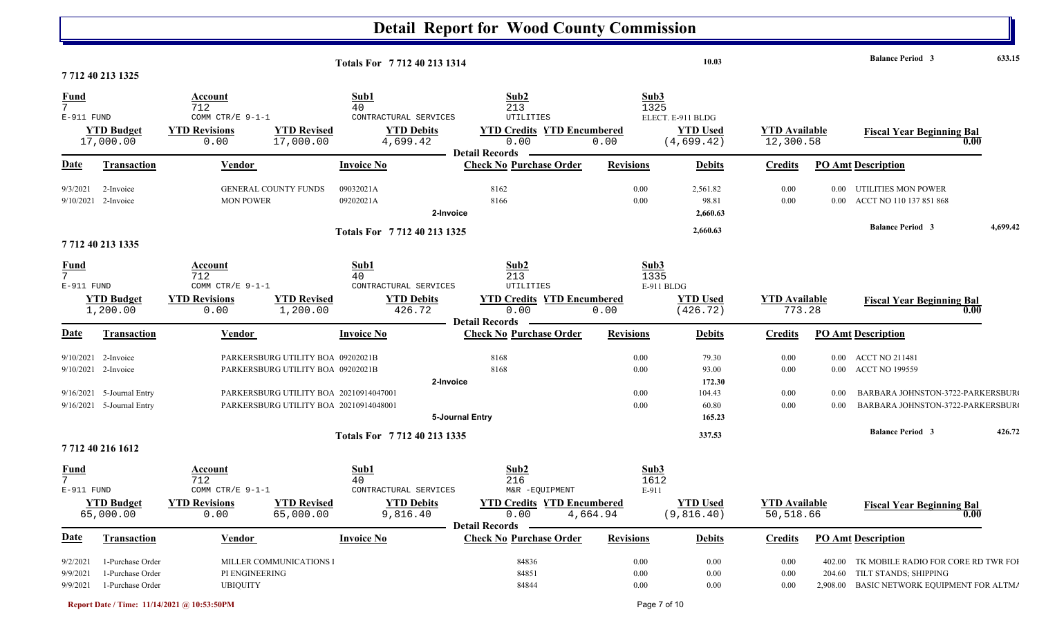# Detail Report for Wood County Commission

| | | | | | |
|---|---|---|---|---|---|
| Totals For 7 712 40 213 1314 | | 10.03 | | Balance Period 3 | 633.15 |

## 7 712 40 213 1325

| Fund | Account | Sub1 | Sub2 | Sub3 |
|---|---|---|---|---|
| 7 | 712 | 40 | 213 | 1325 |
| E-911 FUND | COMM CTR/E 9-1-1 | CONTRACTUAL SERVICES | UTILITIES | ELECT. E-911 BLDG |

| YTD Budget | YTD Revisions | YTD Revised | YTD Debits | YTD Credits | YTD Encumbered | YTD Used | YTD Available | Fiscal Year Beginning Bal |
|---|---|---|---|---|---|---|---|---|
| 17,000.00 | 0.00 | 17,000.00 | 4,699.42 | 0.00 | 0.00 | (4,699.42) | 12,300.58 | 0.00 |

**Detail Records**

| Date | Transaction | Vendor | Invoice No | Check No | Purchase Order | Revisions | Debits | Credits | PO Amt | Description |
|---|---|---|---|---|---|---|---|---|---|---|
| 9/3/2021 | 2-Invoice | GENERAL COUNTY FUNDS | 09032021A | 8162 | | 0.00 | 2,561.82 | 0.00 | 0.00 | UTILITIES MON POWER |
| 9/10/2021 | 2-Invoice | MON POWER | 09202021A | 8166 | | 0.00 | 98.81 | 0.00 | 0.00 | ACCT NO 110 137 851 868 |
| | | | 2-Invoice | | | | 2,660.63 | | | |
| | | | Totals For 7 712 40 213 1325 | | | | 2,660.63 | | | Balance Period 3 4,699.42 |

## 7 712 40 213 1335

| Fund | Account | Sub1 | Sub2 | Sub3 |
|---|---|---|---|---|
| 7 | 712 | 40 | 213 | 1335 |
| E-911 FUND | COMM CTR/E 9-1-1 | CONTRACTUAL SERVICES | UTILITIES | E-911 BLDG |

| YTD Budget | YTD Revisions | YTD Revised | YTD Debits | YTD Credits | YTD Encumbered | YTD Used | YTD Available | Fiscal Year Beginning Bal |
|---|---|---|---|---|---|---|---|---|
| 1,200.00 | 0.00 | 1,200.00 | 426.72 | 0.00 | 0.00 | (426.72) | 773.28 | 0.00 |

**Detail Records**

| Date | Transaction | Vendor | Invoice No | Check No | Purchase Order | Revisions | Debits | Credits | PO Amt | Description |
|---|---|---|---|---|---|---|---|---|---|---|
| 9/10/2021 | 2-Invoice | PARKERSBURG UTILITY BOA | 09202021B | 8168 | | 0.00 | 79.30 | 0.00 | 0.00 | ACCT NO 211481 |
| 9/10/2021 | 2-Invoice | PARKERSBURG UTILITY BOA | 09202021B | 8168 | | 0.00 | 93.00 | 0.00 | 0.00 | ACCT NO 199559 |
| | | | 2-Invoice | | | | 172.30 | | | |
| 9/16/2021 | 5-Journal Entry | PARKERSBURG UTILITY BOA | 20210914047001 | | | 0.00 | 104.43 | 0.00 | 0.00 | BARBARA JOHNSTON-3722-PARKERSBUR( |
| 9/16/2021 | 5-Journal Entry | PARKERSBURG UTILITY BOA | 20210914048001 | | | 0.00 | 60.80 | 0.00 | 0.00 | BARBARA JOHNSTON-3722-PARKERSBUR( |
| | | | 5-Journal Entry | | | | 165.23 | | | |
| | | | Totals For 7 712 40 213 1335 | | | | 337.53 | | | Balance Period 3 426.72 |

## 7 712 40 216 1612

| Fund | Account | Sub1 | Sub2 | Sub3 |
|---|---|---|---|---|
| 7 | 712 | 40 | 216 | 1612 |
| E-911 FUND | COMM CTR/E 9-1-1 | CONTRACTUAL SERVICES | M&R -EQUIPMENT | E-911 |

| YTD Budget | YTD Revisions | YTD Revised | YTD Debits | YTD Credits | YTD Encumbered | YTD Used | YTD Available | Fiscal Year Beginning Bal |
|---|---|---|---|---|---|---|---|---|
| 65,000.00 | 0.00 | 65,000.00 | 9,816.40 | 0.00 | 4,664.94 | (9,816.40) | 50,518.66 | 0.00 |

**Detail Records**

| Date | Transaction | Vendor | Invoice No | Check No | Purchase Order | Revisions | Debits | Credits | PO Amt | Description |
|---|---|---|---|---|---|---|---|---|---|---|
| 9/2/2021 | 1-Purchase Order | MILLER COMMUNICATIONS I | | | 84836 | 0.00 | 0.00 | 0.00 | 402.00 | TK MOBILE RADIO FOR CORE RD TWR FOI |
| 9/9/2021 | 1-Purchase Order | PI ENGINEERING | | | 84851 | 0.00 | 0.00 | 0.00 | 204.60 | TILT STANDS; SHIPPING |
| 9/9/2021 | 1-Purchase Order | UBIQUITY | | | 84844 | 0.00 | 0.00 | 0.00 | 2,908.00 | BASIC NETWORK EQUIPMENT FOR ALTMA |

Report Date / Time: 11/14/2021 @ 10:53:50PM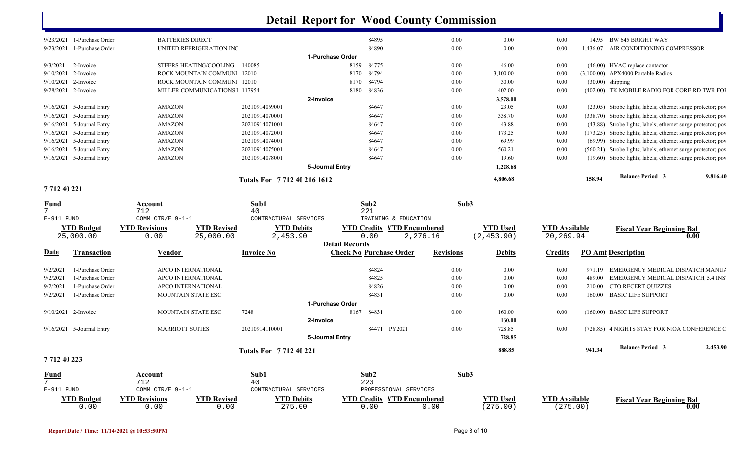# Detail Report for Wood County Commission

| Date | Transaction | Vendor | Invoice No | Check No | Purchase Order | Revisions | Debits | Credits | PO Amt | Description |
|---|---|---|---|---|---|---|---|---|---|---|
| 9/23/2021 | 1-Purchase Order | BATTERIES DIRECT | | | 84895 | 0.00 | 0.00 | 0.00 | 14.95 | BW 645 BRIGHT WAY |
| 9/23/2021 | 1-Purchase Order | UNITED REFRIGERATION INC | | | 84890 | 0.00 | 0.00 | 0.00 | 1,436.07 | AIR CONDITIONING COMPRESSOR |
| | | | 1-Purchase Order | | | | | | | |
| 9/3/2021 | 2-Invoice | STEERS HEATING/COOLING | 140085 | 8159 | 84775 | 0.00 | 46.00 | 0.00 | (46.00) | HVAC replace contactor |
| 9/10/2021 | 2-Invoice | ROCK MOUNTAIN COMMUNI | 12010 | 8170 | 84794 | 0.00 | 3,100.00 | 0.00 | (3,100.00) | APX4000 Portable Radios |
| 9/10/2021 | 2-Invoice | ROCK MOUNTAIN COMMUNI | 12010 | 8170 | 84794 | 0.00 | 30.00 | 0.00 | (30.00) | shipping |
| 9/28/2021 | 2-Invoice | MILLER COMMUNICATIONS I | 117954 | 8180 | 84836 | 0.00 | 402.00 | 0.00 | (402.00) | TK MOBILE RADIO FOR CORE RD TWR FOI |
| | | | 2-Invoice | | | | 3,578.00 | | | |
| 9/16/2021 | 5-Journal Entry | AMAZON | 20210914069001 | | 84647 | 0.00 | 23.05 | 0.00 | (23.05) | Strobe lights; labels; ethernet surge protector; pov |
| 9/16/2021 | 5-Journal Entry | AMAZON | 20210914070001 | | 84647 | 0.00 | 338.70 | 0.00 | (338.70) | Strobe lights; labels; ethernet surge protector; pov |
| 9/16/2021 | 5-Journal Entry | AMAZON | 20210914071001 | | 84647 | 0.00 | 43.88 | 0.00 | (43.88) | Strobe lights; labels; ethernet surge protector; pov |
| 9/16/2021 | 5-Journal Entry | AMAZON | 20210914072001 | | 84647 | 0.00 | 173.25 | 0.00 | (173.25) | Strobe lights; labels; ethernet surge protector; pov |
| 9/16/2021 | 5-Journal Entry | AMAZON | 20210914074001 | | 84647 | 0.00 | 69.99 | 0.00 | (69.99) | Strobe lights; labels; ethernet surge protector; pov |
| 9/16/2021 | 5-Journal Entry | AMAZON | 20210914075001 | | 84647 | 0.00 | 560.21 | 0.00 | (560.21) | Strobe lights; labels; ethernet surge protector; pov |
| 9/16/2021 | 5-Journal Entry | AMAZON | 20210914078001 | | 84647 | 0.00 | 19.60 | 0.00 | (19.60) | Strobe lights; labels; ethernet surge protector; pov |
| | | | 5-Journal Entry | | | | 1,228.68 | | | |
| | | | Totals For 7 712 40 216 1612 | | | | 4,806.68 | | 158.94 | Balance Period 3 9,816.40 |

## 7 712 40 221

| Fund | Account | Sub1 | Sub2 | Sub3 |
|---|---|---|---|---|
| 7 | 712 | 40 | 221 | |
| E-911 FUND | COMM CTR/E 9-1-1 | CONTRACTUAL SERVICES | TRAINING & EDUCATION | |

| YTD Budget | YTD Revisions | YTD Revised | YTD Debits | YTD Credits | YTD Encumbered | YTD Used | YTD Available | Fiscal Year Beginning Bal |
|---|---|---|---|---|---|---|---|---|
| 25,000.00 | 0.00 | 25,000.00 | 2,453.90 | 0.00 | 2,276.16 | (2,453.90) | 20,269.94 | 0.00 |

**Detail Records**

| Date | Transaction | Vendor | Invoice No | Check No | Purchase Order | Revisions | Debits | Credits | PO Amt | Description |
|---|---|---|---|---|---|---|---|---|---|---|
| 9/2/2021 | 1-Purchase Order | APCO INTERNATIONAL | | | 84824 | 0.00 | 0.00 | 0.00 | 971.19 | EMERGENCY MEDICAL DISPATCH MANUA |
| 9/2/2021 | 1-Purchase Order | APCO INTERNATIONAL | | | 84825 | 0.00 | 0.00 | 0.00 | 489.00 | EMERGENCY MEDICAL DISPATCH, 5.4 INS |
| 9/2/2021 | 1-Purchase Order | APCO INTERNATIONAL | | | 84826 | 0.00 | 0.00 | 0.00 | 210.00 | CTO RECERT QUIZZES |
| 9/2/2021 | 1-Purchase Order | MOUNTAIN STATE ESC | | | 84831 | 0.00 | 0.00 | 0.00 | 160.00 | BASIC LIFE SUPPORT |
| | | | 1-Purchase Order | | | | | | | |
| 9/10/2021 | 2-Invoice | MOUNTAIN STATE ESC | 7248 | 8167 | 84831 | 0.00 | 160.00 | 0.00 | (160.00) | BASIC LIFE SUPPORT |
| | | | 2-Invoice | | | | 160.00 | | | |
| 9/16/2021 | 5-Journal Entry | MARRIOTT SUITES | 20210914110001 | | 84471 PY2021 | 0.00 | 728.85 | 0.00 | (728.85) | 4 NIGHTS STAY FOR NIOA CONFERENCE C |
| | | | 5-Journal Entry | | | | 728.85 | | | |
| | | | Totals For 7 712 40 221 | | | | 888.85 | | 941.34 | Balance Period 3 2,453.90 |

## 7 712 40 223

| Fund | Account | Sub1 | Sub2 | Sub3 |
|---|---|---|---|---|
| 7 | 712 | 40 | 223 | |
| E-911 FUND | COMM CTR/E 9-1-1 | CONTRACTUAL SERVICES | PROFESSIONAL SERVICES | |

| YTD Budget | YTD Revisions | YTD Revised | YTD Debits | YTD Credits | YTD Encumbered | YTD Used | YTD Available | Fiscal Year Beginning Bal |
|---|---|---|---|---|---|---|---|---|
| 0.00 | 0.00 | 0.00 | 275.00 | 0.00 | 0.00 | (275.00) | (275.00) | 0.00 |

Report Date / Time: 11/14/2021 @ 10:53:50PM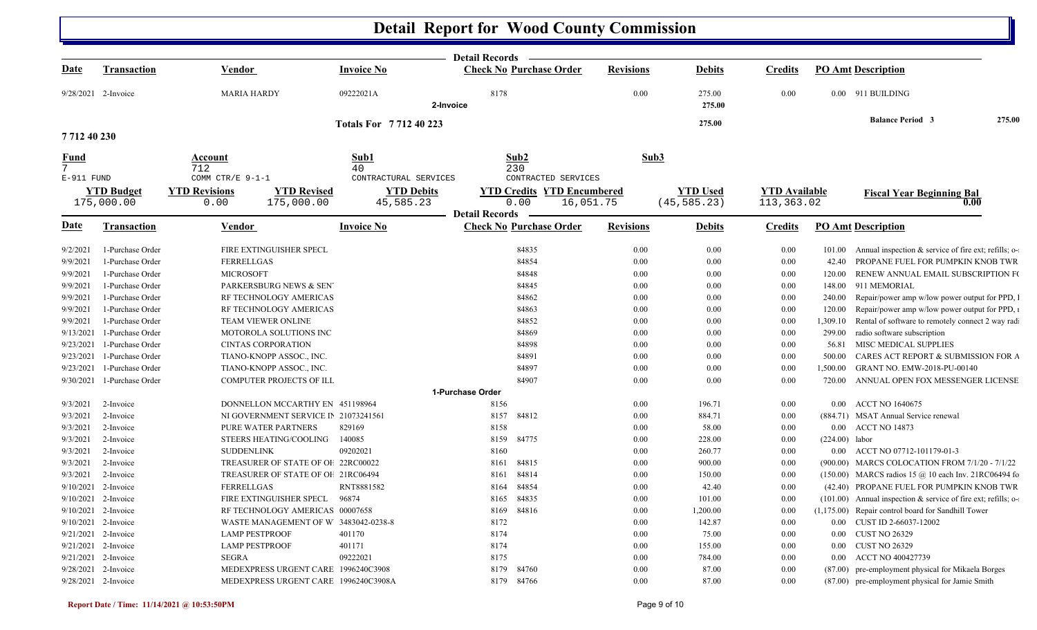# Detail Report for Wood County Commission

| Date | Transaction | Vendor | Invoice No | Check No | Purchase Order | Revisions | Debits | Credits | PO Amt | Description |
|---|---|---|---|---|---|---|---|---|---|---|
| 9/28/2021 | 2-Invoice | MARIA HARDY | 09222021A | 8178 | | 0.00 | 275.00 | 0.00 | 0.00 | 911 BUILDING |
| | | | | 2-Invoice | | | 275.00 | | | |
| | | | Totals For 7 712 40 223 | | | | 275.00 | | | Balance Period 3 275.00 |

## 7 712 40 230

| Fund | Account | Sub1 | Sub2 | Sub3 |
|---|---|---|---|---|
| 7 | 712 | 40 | 230 | |
| E-911 FUND | COMM CTR/E 9-1-1 | CONTRACTUAL SERVICES | CONTRACTED SERVICES | |

| YTD Budget | YTD Revisions | YTD Revised | YTD Debits | YTD Credits | YTD Encumbered | YTD Used | YTD Available | Fiscal Year Beginning Bal |
|---|---|---|---|---|---|---|---|---|
| 175,000.00 | 0.00 | 175,000.00 | 45,585.23 | 0.00 | 16,051.75 | (45,585.23) | 113,363.02 | 0.00 |

| Date | Transaction | Vendor | Invoice No | Check No | Purchase Order | Revisions | Debits | Credits | PO Amt | Description |
|---|---|---|---|---|---|---|---|---|---|---|
| 9/2/2021 | 1-Purchase Order | FIRE EXTINGUISHER SPECL | | | 84835 | 0.00 | 0.00 | 0.00 | 101.00 | Annual inspection & service of fire ext; refills; o- |
| 9/9/2021 | 1-Purchase Order | FERRELLGAS | | | 84854 | 0.00 | 0.00 | 0.00 | 42.40 | PROPANE FUEL FOR PUMPKIN KNOB TWR |
| 9/9/2021 | 1-Purchase Order | MICROSOFT | | | 84848 | 0.00 | 0.00 | 0.00 | 120.00 | RENEW ANNUAL EMAIL SUBSCRIPTION FC |
| 9/9/2021 | 1-Purchase Order | PARKERSBURG NEWS & SEN' | | | 84845 | 0.00 | 0.00 | 0.00 | 148.00 | 911 MEMORIAL |
| 9/9/2021 | 1-Purchase Order | RF TECHNOLOGY AMERICAS | | | 84862 | 0.00 | 0.00 | 0.00 | 240.00 | Repair/power amp w/low power output for PPD, I |
| 9/9/2021 | 1-Purchase Order | RF TECHNOLOGY AMERICAS | | | 84863 | 0.00 | 0.00 | 0.00 | 120.00 | Repair/power amp w/low power output for PPD, r |
| 9/9/2021 | 1-Purchase Order | TEAM VIEWER ONLINE | | | 84852 | 0.00 | 0.00 | 0.00 | 1,309.10 | Rental of software to remotely connect 2 way radi |
| 9/13/2021 | 1-Purchase Order | MOTOROLA SOLUTIONS INC | | | 84869 | 0.00 | 0.00 | 0.00 | 299.00 | radio software subscription |
| 9/23/2021 | 1-Purchase Order | CINTAS CORPORATION | | | 84898 | 0.00 | 0.00 | 0.00 | 56.81 | MISC MEDICAL SUPPLIES |
| 9/23/2021 | 1-Purchase Order | TIANO-KNOPP ASSOC., INC. | | | 84891 | 0.00 | 0.00 | 0.00 | 500.00 | CARES ACT REPORT & SUBMISSION FOR A |
| 9/23/2021 | 1-Purchase Order | TIANO-KNOPP ASSOC., INC. | | | 84897 | 0.00 | 0.00 | 0.00 | 1,500.00 | GRANT NO. EMW-2018-PU-00140 |
| 9/30/2021 | 1-Purchase Order | COMPUTER PROJECTS OF ILL | | | 84907 | 0.00 | 0.00 | 0.00 | 720.00 | ANNUAL OPEN FOX MESSENGER LICENSE |
| | | | | 1-Purchase Order | | | | | | |
| 9/3/2021 | 2-Invoice | DONNELLON MCCARTHY EN | 451198964 | 8156 | | 0.00 | 196.71 | 0.00 | 0.00 | ACCT NO 1640675 |
| 9/3/2021 | 2-Invoice | NI GOVERNMENT SERVICE IN | 21073241561 | 8157 | 84812 | 0.00 | 884.71 | 0.00 | (884.71) | MSAT Annual Service renewal |
| 9/3/2021 | 2-Invoice | PURE WATER PARTNERS | 829169 | 8158 | | 0.00 | 58.00 | 0.00 | 0.00 | ACCT NO 14873 |
| 9/3/2021 | 2-Invoice | STEERS HEATING/COOLING | 140085 | 8159 | 84775 | 0.00 | 228.00 | 0.00 | (224.00) | labor |
| 9/3/2021 | 2-Invoice | SUDDENLINK | 09202021 | 8160 | | 0.00 | 260.77 | 0.00 | 0.00 | ACCT NO 07712-101179-01-3 |
| 9/3/2021 | 2-Invoice | TREASURER OF STATE OF OH | 22RC00022 | 8161 | 84815 | 0.00 | 900.00 | 0.00 | (900.00) | MARCS COLOCATION FROM 7/1/20 - 7/1/22 |
| 9/3/2021 | 2-Invoice | TREASURER OF STATE OF OH | 21RC06494 | 8161 | 84814 | 0.00 | 150.00 | 0.00 | (150.00) | MARCS radios 15 @ 10 each Inv. 21RC06494 fo |
| 9/10/2021 | 2-Invoice | FERRELLGAS | RNT8881582 | 8164 | 84854 | 0.00 | 42.40 | 0.00 | (42.40) | PROPANE FUEL FOR PUMPKIN KNOB TWR |
| 9/10/2021 | 2-Invoice | FIRE EXTINGUISHER SPECL | 96874 | 8165 | 84835 | 0.00 | 101.00 | 0.00 | (101.00) | Annual inspection & service of fire ext; refills; o- |
| 9/10/2021 | 2-Invoice | RF TECHNOLOGY AMERICAS | 00007658 | 8169 | 84816 | 0.00 | 1,200.00 | 0.00 | (1,175.00) | Repair control board for Sandhill Tower |
| 9/10/2021 | 2-Invoice | WASTE MANAGEMENT OF W | 3483042-0238-8 | 8172 | | 0.00 | 142.87 | 0.00 | 0.00 | CUST ID 2-66037-12002 |
| 9/21/2021 | 2-Invoice | LAMP PESTPROOF | 401170 | 8174 | | 0.00 | 75.00 | 0.00 | 0.00 | CUST NO 26329 |
| 9/21/2021 | 2-Invoice | LAMP PESTPROOF | 401171 | 8174 | | 0.00 | 155.00 | 0.00 | 0.00 | CUST NO 26329 |
| 9/21/2021 | 2-Invoice | SEGRA | 09222021 | 8175 | | 0.00 | 784.00 | 0.00 | 0.00 | ACCT NO 400427739 |
| 9/28/2021 | 2-Invoice | MEDEXPRESS URGENT CARE | 1996240C3908 | 8179 | 84760 | 0.00 | 87.00 | 0.00 | (87.00) | pre-employment physical for Mikaela Borges |
| 9/28/2021 | 2-Invoice | MEDEXPRESS URGENT CARE | 1996240C3908A | 8179 | 84766 | 0.00 | 87.00 | 0.00 | (87.00) | pre-employment physical for Jamie Smith |

Report Date / Time: 11/14/2021 @ 10:53:50PM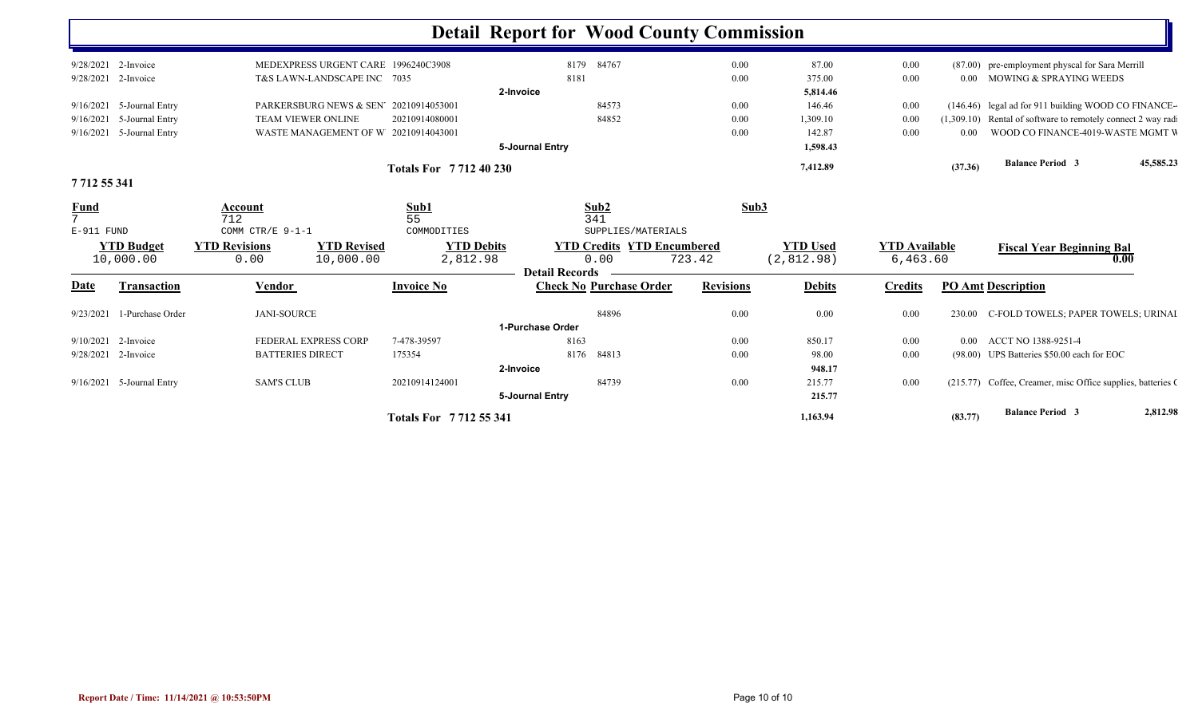# Detail Report for Wood County Commission

| Date | Transaction | Vendor | Invoice No | Check No | Purchase Order | Revisions | Debits | Credits | PO Amt | Description |
|---|---|---|---|---|---|---|---|---|---|---|
| 9/28/2021 | 2-Invoice | MEDEXPRESS URGENT CARE | 1996240C3908 | 8179 | 84767 | 0.00 | 87.00 | 0.00 | (87.00) | pre-employment physcal for Sara Merrill |
| 9/28/2021 | 2-Invoice | T&S LAWN-LANDSCAPE INC | 7035 | 8181 | | 0.00 | 375.00 | 0.00 | 0.00 | MOWING & SPRAYING WEEDS |
| | | | | 2-Invoice | | | 5,814.46 | | | |
| 9/16/2021 | 5-Journal Entry | PARKERSBURG NEWS & SEN | 20210914053001 | | 84573 | 0.00 | 146.46 | 0.00 | (146.46) | legal ad for 911 building WOOD CO FINANCE- |
| 9/16/2021 | 5-Journal Entry | TEAM VIEWER ONLINE | 20210914080001 | | 84852 | 0.00 | 1,309.10 | 0.00 | (1,309.10) | Rental of software to remotely connect 2 way radi |
| 9/16/2021 | 5-Journal Entry | WASTE MANAGEMENT OF W | 20210914043001 | | | 0.00 | 142.87 | 0.00 | 0.00 | WOOD CO FINANCE-4019-WASTE MGMT W |
| | | | | 5-Journal Entry | | | 1,598.43 | | | |
| | | | Totals For 7 712 40 230 | | | | 7,412.89 | | (37.36) | Balance Period 3 45,585.23 |

## 7 712 55 341

| Fund | Account | Sub1 | Sub2 | Sub3 |
|---|---|---|---|---|
| 7 | 712 | 55 | 341 | |
| E-911 FUND | COMM CTR/E 9-1-1 | COMMODITIES | SUPPLIES/MATERIALS | |

| YTD Budget | YTD Revisions | YTD Revised | YTD Debits | YTD Credits | YTD Encumbered | YTD Used | YTD Available | Fiscal Year Beginning Bal |
|---|---|---|---|---|---|---|---|---|
| 10,000.00 | 0.00 | 10,000.00 | 2,812.98 | 0.00 | 723.42 | (2,812.98) | 6,463.60 | 0.00 |

Detail Records

| Date | Transaction | Vendor | Invoice No | Check No | Purchase Order | Revisions | Debits | Credits | PO Amt | Description |
|---|---|---|---|---|---|---|---|---|---|---|
| 9/23/2021 | 1-Purchase Order | JANI-SOURCE | | | 84896 | 0.00 | 0.00 | 0.00 | 230.00 | C-FOLD TOWELS; PAPER TOWELS; URINAL |
| | | | | 1-Purchase Order | | | | | | |
| 9/10/2021 | 2-Invoice | FEDERAL EXPRESS CORP | 7-478-39597 | 8163 | | 0.00 | 850.17 | 0.00 | 0.00 | ACCT NO 1388-9251-4 |
| 9/28/2021 | 2-Invoice | BATTERIES DIRECT | 175354 | 8176 | 84813 | 0.00 | 98.00 | 0.00 | (98.00) | UPS Batteries $50.00 each for EOC |
| | | | | 2-Invoice | | | 948.17 | | | |
| 9/16/2021 | 5-Journal Entry | SAM'S CLUB | 20210914124001 | | 84739 | 0.00 | 215.77 | 0.00 | (215.77) | Coffee, Creamer, misc Office supplies, batteries ( |
| | | | | 5-Journal Entry | | | 215.77 | | | |
| | | | Totals For 7 712 55 341 | | | | 1,163.94 | | (83.77) | Balance Period 3 2,812.98 |

Report Date / Time: 11/14/2021 @ 10:53:50PM